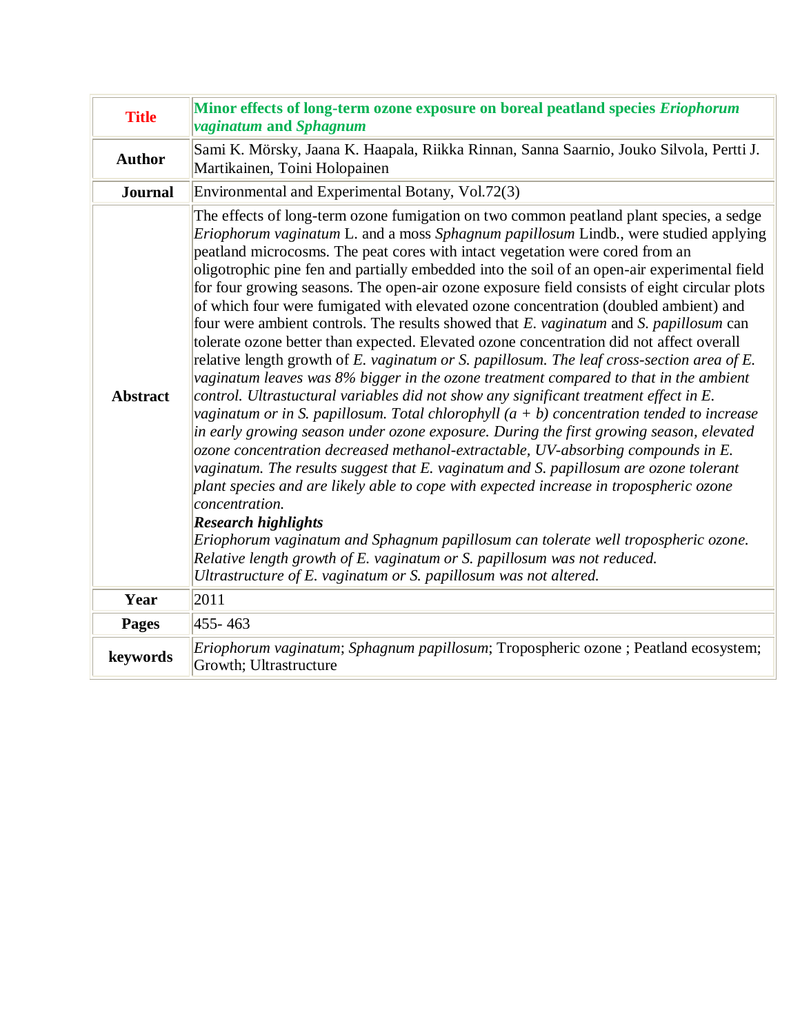| | |
|---|---|
| **Title** | **Minor effects of long-term ozone exposure on boreal peatland species *Eriophorum vaginatum* and *Sphagnum*** |
| **Author** | Sami K. Mörsky, Jaana K. Haapala, Riikka Rinnan, Sanna Saarnio, Jouko Silvola, Pertti J. Martikainen, Toini Holopainen |
| **Journal** | Environmental and Experimental Botany, Vol.72(3) |
| **Abstract** | The effects of long-term ozone fumigation on two common peatland plant species, a sedge *Eriophorum vaginatum* L. and a moss *Sphagnum papillosum* Lindb., were studied applying peatland microcosms. The peat cores with intact vegetation were cored from an oligotrophic pine fen and partially embedded into the soil of an open-air experimental field for four growing seasons. The open-air ozone exposure field consists of eight circular plots of which four were fumigated with elevated ozone concentration (doubled ambient) and four were ambient controls. The results showed that *E. vaginatum* and *S. papillosum* can tolerate ozone better than expected. Elevated ozone concentration did not affect overall relative length growth of *E. vaginatum or S. papillosum. The leaf cross-section area of E. vaginatum leaves was 8% bigger in the ozone treatment compared to that in the ambient control. Ultrastuctural variables did not show any significant treatment effect in E. vaginatum or in S. papillosum. Total chlorophyll (a + b) concentration tended to increase in early growing season under ozone exposure. During the first growing season, elevated ozone concentration decreased methanol-extractable, UV-absorbing compounds in E. vaginatum. The results suggest that E. vaginatum and S. papillosum are ozone tolerant plant species and are likely able to cope with expected increase in tropospheric ozone concentration.*<br>***Research highlights***<br>*Eriophorum vaginatum and Sphagnum papillosum can tolerate well tropospheric ozone.*<br>*Relative length growth of E. vaginatum or S. papillosum was not reduced.*<br>*Ultrastructure of E. vaginatum or S. papillosum was not altered.* |
| **Year** | 2011 |
| **Pages** | 455- 463 |
| **keywords** | *Eriophorum vaginatum*; *Sphagnum papillosum*; Tropospheric ozone ; Peatland ecosystem; Growth; Ultrastructure |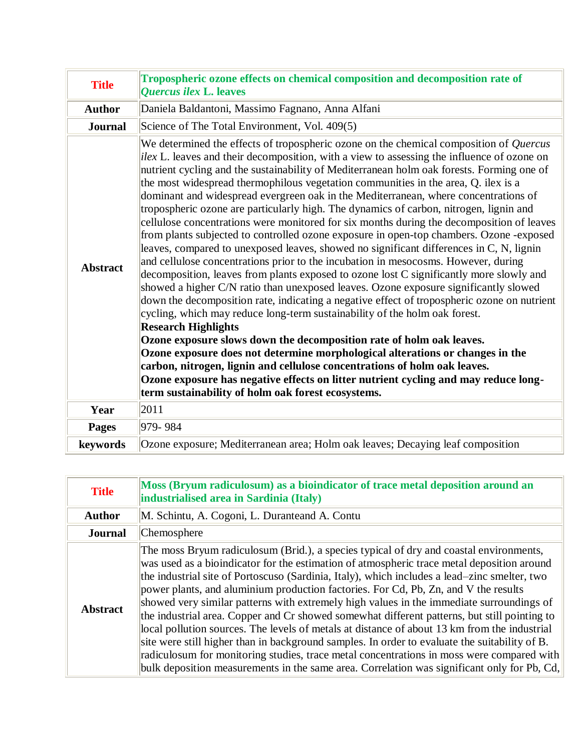| **Title** | **Tropospheric ozone effects on chemical composition and decomposition rate of *Quercus ilex* L. leaves** |
|---|---|
| **Author** | Daniela Baldantoni, Massimo Fagnano, Anna Alfani |
| **Journal** | Science of The Total Environment, Vol. 409(5) |
| **Abstract** | We determined the effects of tropospheric ozone on the chemical composition of *Quercus ilex* L. leaves and their decomposition, with a view to assessing the influence of ozone on nutrient cycling and the sustainability of Mediterranean holm oak forests. Forming one of the most widespread thermophilous vegetation communities in the area, Q. ilex is a dominant and widespread evergreen oak in the Mediterranean, where concentrations of tropospheric ozone are particularly high. The dynamics of carbon, nitrogen, lignin and cellulose concentrations were monitored for six months during the decomposition of leaves from plants subjected to controlled ozone exposure in open-top chambers. Ozone -exposed leaves, compared to unexposed leaves, showed no significant differences in C, N, lignin and cellulose concentrations prior to the incubation in mesocosms. However, during decomposition, leaves from plants exposed to ozone lost C significantly more slowly and showed a higher C/N ratio than unexposed leaves. Ozone exposure significantly slowed down the decomposition rate, indicating a negative effect of tropospheric ozone on nutrient cycling, which may reduce long-term sustainability of the holm oak forest.<br>**Research Highlights**<br>**Ozone exposure slows down the decomposition rate of holm oak leaves.**<br>**Ozone exposure does not determine morphological alterations or changes in the carbon, nitrogen, lignin and cellulose concentrations of holm oak leaves.**<br>**Ozone exposure has negative effects on litter nutrient cycling and may reduce long-term sustainability of holm oak forest ecosystems.** |
| **Year** | 2011 |
| **Pages** | 979- 984 |
| **keywords** | Ozone exposure; Mediterranean area; Holm oak leaves; Decaying leaf composition |

| **Title** | **Moss (Bryum radiculosum) as a bioindicator of trace metal deposition around an industrialised area in Sardinia (Italy)** |
|---|---|
| **Author** | M. Schintu, A. Cogoni, L. Duranteand A. Contu |
| **Journal** | Chemosphere |
| **Abstract** | The moss Bryum radiculosum (Brid.), a species typical of dry and coastal environments, was used as a bioindicator for the estimation of atmospheric trace metal deposition around the industrial site of Portoscuso (Sardinia, Italy), which includes a lead–zinc smelter, two power plants, and aluminium production factories. For Cd, Pb, Zn, and V the results showed very similar patterns with extremely high values in the immediate surroundings of the industrial area. Copper and Cr showed somewhat different patterns, but still pointing to local pollution sources. The levels of metals at distance of about 13 km from the industrial site were still higher than in background samples. In order to evaluate the suitability of B. radiculosum for monitoring studies, trace metal concentrations in moss were compared with bulk deposition measurements in the same area. Correlation was significant only for Pb, Cd, |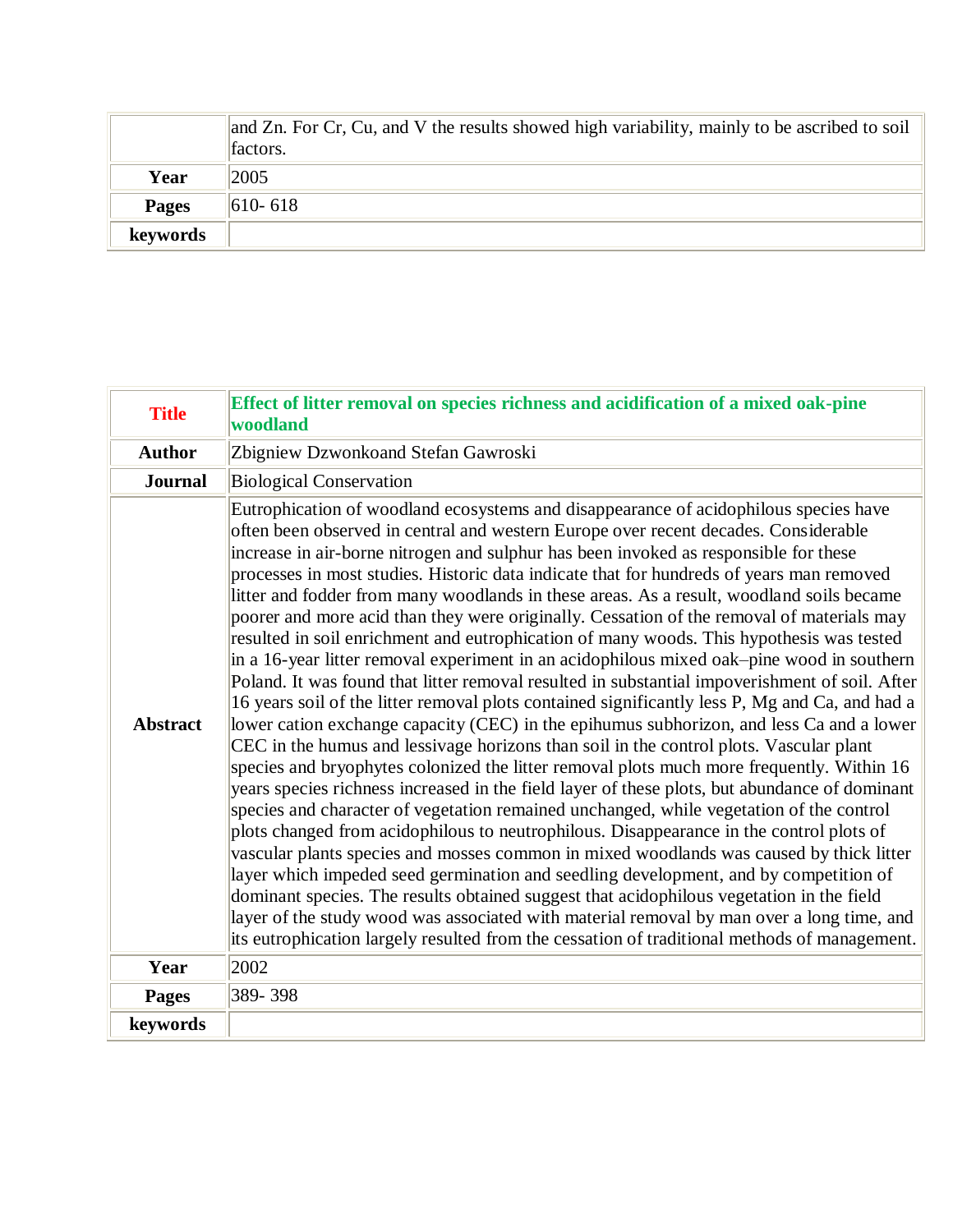| | |
|---|---|
| | and Zn. For Cr, Cu, and V the results showed high variability, mainly to be ascribed to soil factors. |
| **Year** | 2005 |
| **Pages** | 610- 618 |
| **keywords** | |

| | |
|---|---|
| **Title** | **Effect of litter removal on species richness and acidification of a mixed oak-pine woodland** |
| **Author** | Zbigniew Dzwonkoand Stefan Gawroski |
| **Journal** | Biological Conservation |
| **Abstract** | Eutrophication of woodland ecosystems and disappearance of acidophilous species have often been observed in central and western Europe over recent decades. Considerable increase in air-borne nitrogen and sulphur has been invoked as responsible for these processes in most studies. Historic data indicate that for hundreds of years man removed litter and fodder from many woodlands in these areas. As a result, woodland soils became poorer and more acid than they were originally. Cessation of the removal of materials may resulted in soil enrichment and eutrophication of many woods. This hypothesis was tested in a 16-year litter removal experiment in an acidophilous mixed oak–pine wood in southern Poland. It was found that litter removal resulted in substantial impoverishment of soil. After 16 years soil of the litter removal plots contained significantly less P, Mg and Ca, and had a lower cation exchange capacity (CEC) in the epihumus subhorizon, and less Ca and a lower CEC in the humus and lessivage horizons than soil in the control plots. Vascular plant species and bryophytes colonized the litter removal plots much more frequently. Within 16 years species richness increased in the field layer of these plots, but abundance of dominant species and character of vegetation remained unchanged, while vegetation of the control plots changed from acidophilous to neutrophilous. Disappearance in the control plots of vascular plants species and mosses common in mixed woodlands was caused by thick litter layer which impeded seed germination and seedling development, and by competition of dominant species. The results obtained suggest that acidophilous vegetation in the field layer of the study wood was associated with material removal by man over a long time, and its eutrophication largely resulted from the cessation of traditional methods of management. |
| **Year** | 2002 |
| **Pages** | 389- 398 |
| **keywords** | |